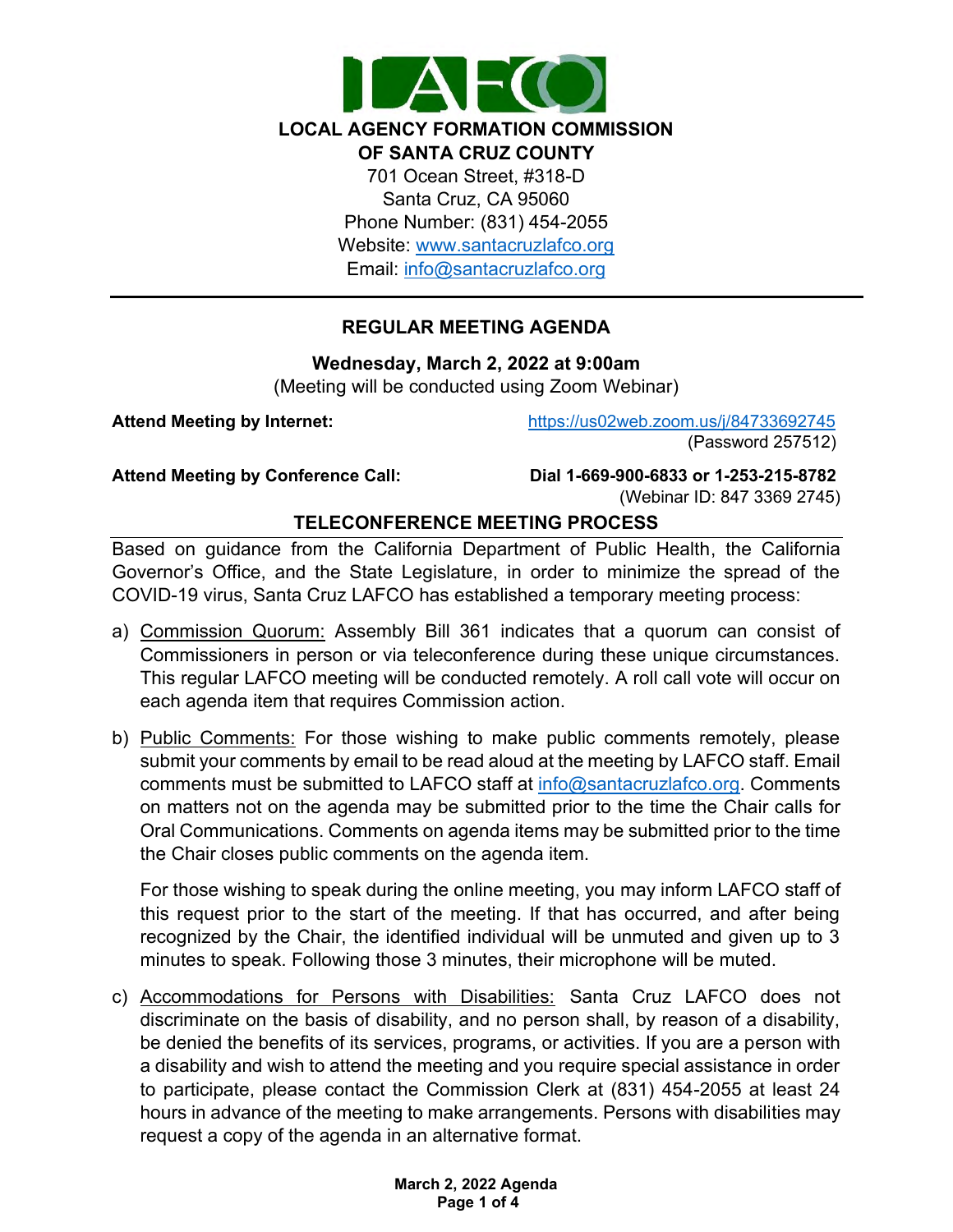**LOCAL AGENCY FORMATION COMMISSION**
**OF SANTA CRUZ COUNTY**
701 Ocean Street, #318-D
Santa Cruz, CA 95060
Phone Number: (831) 454-2055
Website: www.santacruzlafco.org
Email: info@santacruzlafco.org

---

# REGULAR MEETING AGENDA

**Wednesday, March 2, 2022 at 9:00am**
(Meeting will be conducted using Zoom Webinar)

**Attend Meeting by Internet:** https://us02web.zoom.us/j/84733692745 (Password 257512)

**Attend Meeting by Conference Call:** **Dial 1-669-900-6833 or 1-253-215-8782** (Webinar ID: 847 3369 2745)

## TELECONFERENCE MEETING PROCESS

Based on guidance from the California Department of Public Health, the California Governor's Office, and the State Legislature, in order to minimize the spread of the COVID-19 virus, Santa Cruz LAFCO has established a temporary meeting process:

a) Commission Quorum: Assembly Bill 361 indicates that a quorum can consist of Commissioners in person or via teleconference during these unique circumstances. This regular LAFCO meeting will be conducted remotely. A roll call vote will occur on each agenda item that requires Commission action.

b) Public Comments: For those wishing to make public comments remotely, please submit your comments by email to be read aloud at the meeting by LAFCO staff. Email comments must be submitted to LAFCO staff at info@santacruzlafco.org. Comments on matters not on the agenda may be submitted prior to the time the Chair calls for Oral Communications. Comments on agenda items may be submitted prior to the time the Chair closes public comments on the agenda item.

   For those wishing to speak during the online meeting, you may inform LAFCO staff of this request prior to the start of the meeting. If that has occurred, and after being recognized by the Chair, the identified individual will be unmuted and given up to 3 minutes to speak. Following those 3 minutes, their microphone will be muted.

c) Accommodations for Persons with Disabilities: Santa Cruz LAFCO does not discriminate on the basis of disability, and no person shall, by reason of a disability, be denied the benefits of its services, programs, or activities. If you are a person with a disability and wish to attend the meeting and you require special assistance in order to participate, please contact the Commission Clerk at (831) 454-2055 at least 24 hours in advance of the meeting to make arrangements. Persons with disabilities may request a copy of the agenda in an alternative format.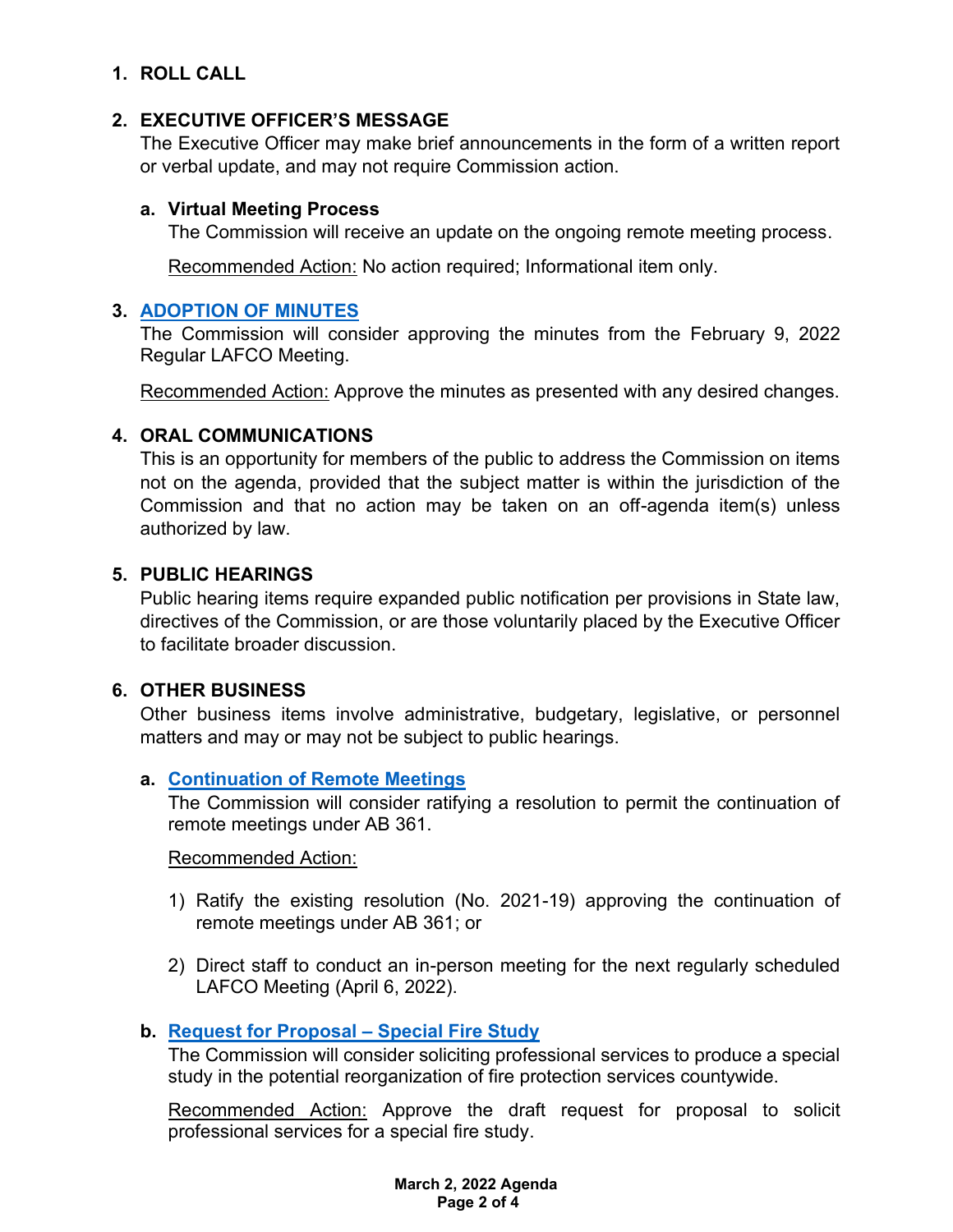## 1. ROLL CALL

## 2. EXECUTIVE OFFICER'S MESSAGE

The Executive Officer may make brief announcements in the form of a written report or verbal update, and may not require Commission action.

### a. Virtual Meeting Process

The Commission will receive an update on the ongoing remote meeting process.

Recommended Action: No action required; Informational item only.

## 3. ADOPTION OF MINUTES

The Commission will consider approving the minutes from the February 9, 2022 Regular LAFCO Meeting.

Recommended Action: Approve the minutes as presented with any desired changes.

## 4. ORAL COMMUNICATIONS

This is an opportunity for members of the public to address the Commission on items not on the agenda, provided that the subject matter is within the jurisdiction of the Commission and that no action may be taken on an off-agenda item(s) unless authorized by law.

## 5. PUBLIC HEARINGS

Public hearing items require expanded public notification per provisions in State law, directives of the Commission, or are those voluntarily placed by the Executive Officer to facilitate broader discussion.

## 6. OTHER BUSINESS

Other business items involve administrative, budgetary, legislative, or personnel matters and may or may not be subject to public hearings.

### a. Continuation of Remote Meetings

The Commission will consider ratifying a resolution to permit the continuation of remote meetings under AB 361.

Recommended Action:

1) Ratify the existing resolution (No. 2021-19) approving the continuation of remote meetings under AB 361; or

2) Direct staff to conduct an in-person meeting for the next regularly scheduled LAFCO Meeting (April 6, 2022).

### b. Request for Proposal – Special Fire Study

The Commission will consider soliciting professional services to produce a special study in the potential reorganization of fire protection services countywide.

Recommended Action: Approve the draft request for proposal to solicit professional services for a special fire study.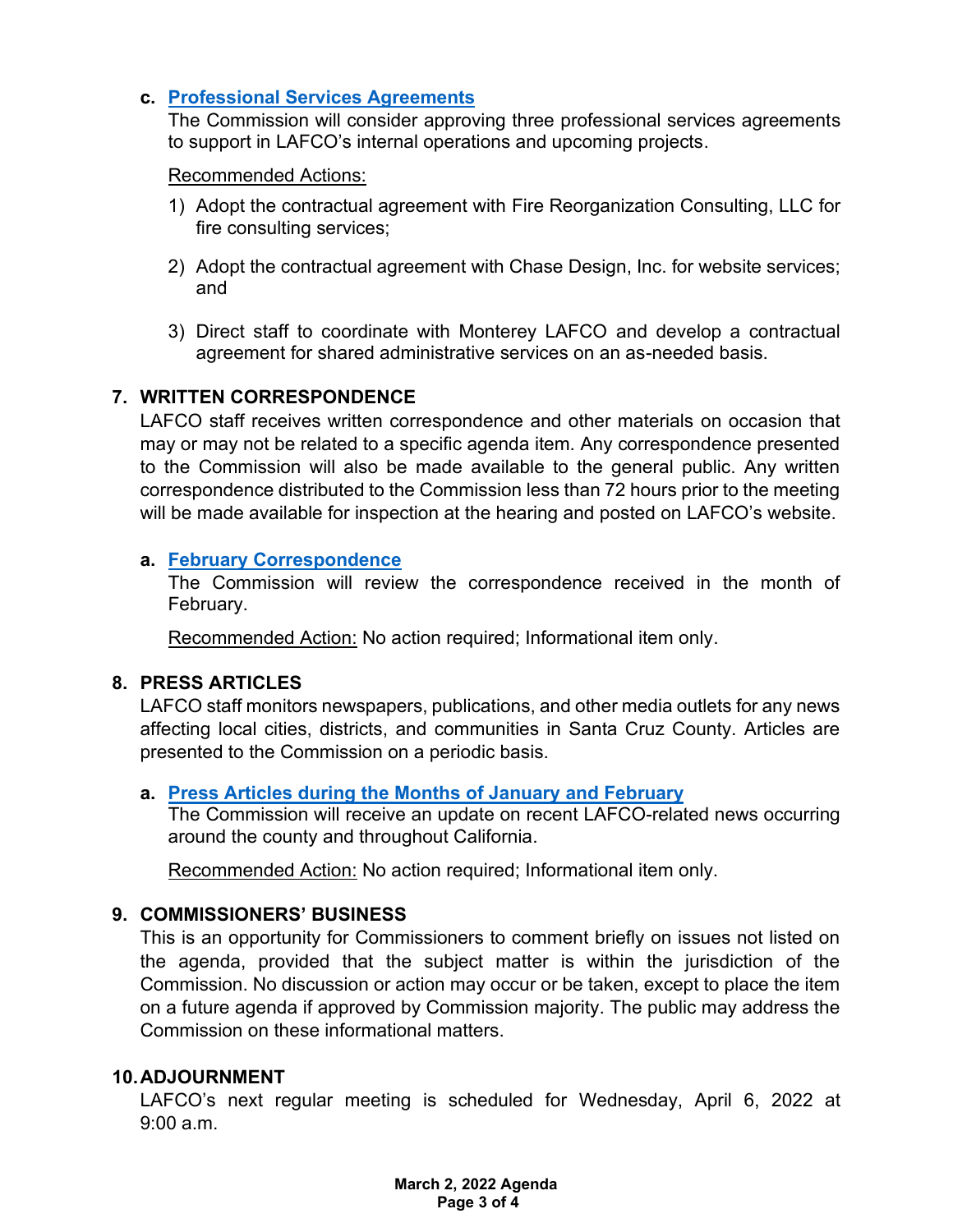**c. Professional Services Agreements**

The Commission will consider approving three professional services agreements to support in LAFCO's internal operations and upcoming projects.

Recommended Actions:

1) Adopt the contractual agreement with Fire Reorganization Consulting, LLC for fire consulting services;
2) Adopt the contractual agreement with Chase Design, Inc. for website services; and
3) Direct staff to coordinate with Monterey LAFCO and develop a contractual agreement for shared administrative services on an as-needed basis.

## 7. WRITTEN CORRESPONDENCE

LAFCO staff receives written correspondence and other materials on occasion that may or may not be related to a specific agenda item. Any correspondence presented to the Commission will also be made available to the general public. Any written correspondence distributed to the Commission less than 72 hours prior to the meeting will be made available for inspection at the hearing and posted on LAFCO's website.

**a. February Correspondence**

The Commission will review the correspondence received in the month of February.

Recommended Action: No action required; Informational item only.

## 8. PRESS ARTICLES

LAFCO staff monitors newspapers, publications, and other media outlets for any news affecting local cities, districts, and communities in Santa Cruz County. Articles are presented to the Commission on a periodic basis.

**a. Press Articles during the Months of January and February**

The Commission will receive an update on recent LAFCO-related news occurring around the county and throughout California.

Recommended Action: No action required; Informational item only.

## 9. COMMISSIONERS' BUSINESS

This is an opportunity for Commissioners to comment briefly on issues not listed on the agenda, provided that the subject matter is within the jurisdiction of the Commission. No discussion or action may occur or be taken, except to place the item on a future agenda if approved by Commission majority. The public may address the Commission on these informational matters.

## 10. ADJOURNMENT

LAFCO's next regular meeting is scheduled for Wednesday, April 6, 2022 at 9:00 a.m.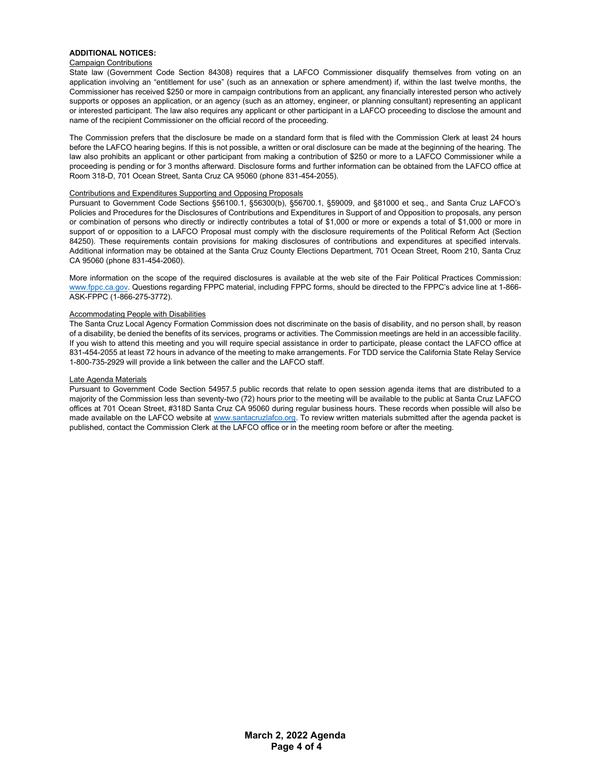**ADDITIONAL NOTICES:**

Campaign Contributions

State law (Government Code Section 84308) requires that a LAFCO Commissioner disqualify themselves from voting on an application involving an "entitlement for use" (such as an annexation or sphere amendment) if, within the last twelve months, the Commissioner has received $250 or more in campaign contributions from an applicant, any financially interested person who actively supports or opposes an application, or an agency (such as an attorney, engineer, or planning consultant) representing an applicant or interested participant. The law also requires any applicant or other participant in a LAFCO proceeding to disclose the amount and name of the recipient Commissioner on the official record of the proceeding.

The Commission prefers that the disclosure be made on a standard form that is filed with the Commission Clerk at least 24 hours before the LAFCO hearing begins. If this is not possible, a written or oral disclosure can be made at the beginning of the hearing. The law also prohibits an applicant or other participant from making a contribution of $250 or more to a LAFCO Commissioner while a proceeding is pending or for 3 months afterward. Disclosure forms and further information can be obtained from the LAFCO office at Room 318-D, 701 Ocean Street, Santa Cruz CA 95060 (phone 831-454-2055).

Contributions and Expenditures Supporting and Opposing Proposals

Pursuant to Government Code Sections §56100.1, §56300(b), §56700.1, §59009, and §81000 et seq., and Santa Cruz LAFCO's Policies and Procedures for the Disclosures of Contributions and Expenditures in Support of and Opposition to proposals, any person or combination of persons who directly or indirectly contributes a total of $1,000 or more or expends a total of $1,000 or more in support of or opposition to a LAFCO Proposal must comply with the disclosure requirements of the Political Reform Act (Section 84250). These requirements contain provisions for making disclosures of contributions and expenditures at specified intervals. Additional information may be obtained at the Santa Cruz County Elections Department, 701 Ocean Street, Room 210, Santa Cruz CA 95060 (phone 831-454-2060).

More information on the scope of the required disclosures is available at the web site of the Fair Political Practices Commission: www.fppc.ca.gov. Questions regarding FPPC material, including FPPC forms, should be directed to the FPPC's advice line at 1-866-ASK-FPPC (1-866-275-3772).

Accommodating People with Disabilities

The Santa Cruz Local Agency Formation Commission does not discriminate on the basis of disability, and no person shall, by reason of a disability, be denied the benefits of its services, programs or activities. The Commission meetings are held in an accessible facility. If you wish to attend this meeting and you will require special assistance in order to participate, please contact the LAFCO office at 831-454-2055 at least 72 hours in advance of the meeting to make arrangements. For TDD service the California State Relay Service 1-800-735-2929 will provide a link between the caller and the LAFCO staff.

Late Agenda Materials

Pursuant to Government Code Section 54957.5 public records that relate to open session agenda items that are distributed to a majority of the Commission less than seventy-two (72) hours prior to the meeting will be available to the public at Santa Cruz LAFCO offices at 701 Ocean Street, #318D Santa Cruz CA 95060 during regular business hours. These records when possible will also be made available on the LAFCO website at www.santacruzlafco.org. To review written materials submitted after the agenda packet is published, contact the Commission Clerk at the LAFCO office or in the meeting room before or after the meeting.